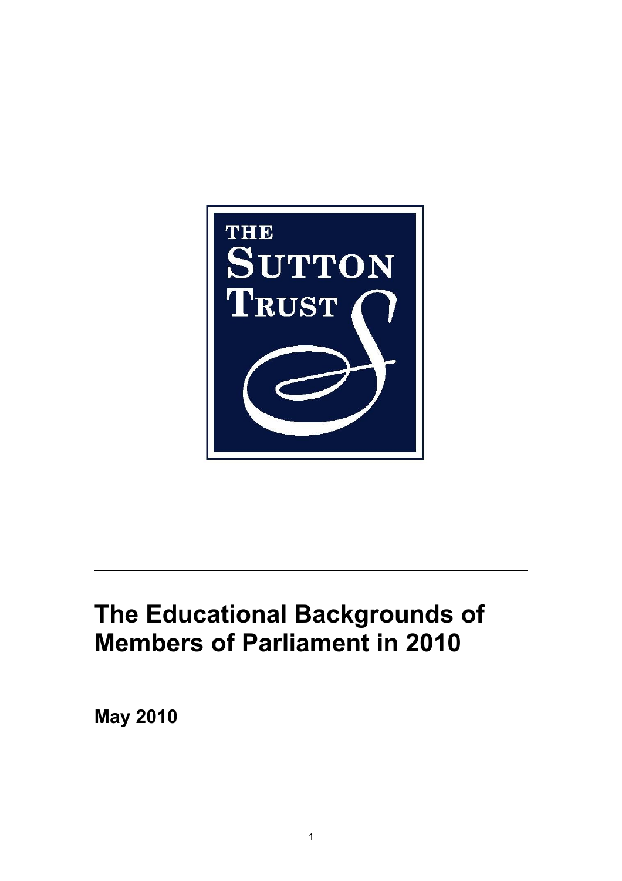THE SUTTON TRUST

# The Educational Backgrounds of Members of Parliament in 2010

**May 2010**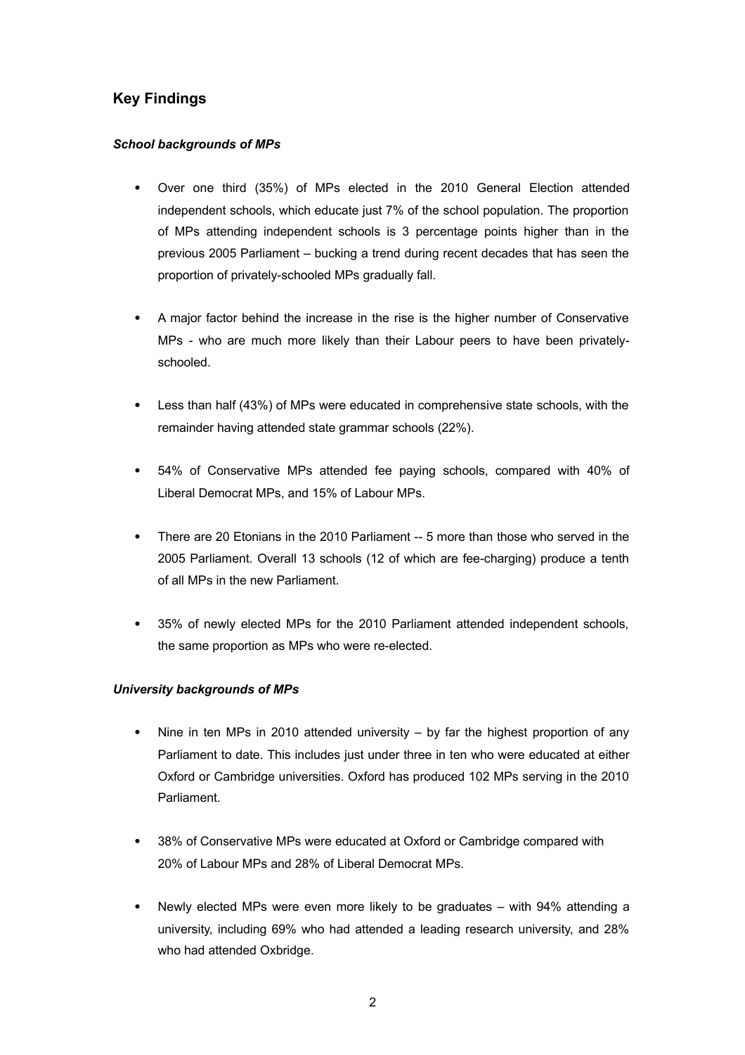## Key Findings

### *School backgrounds of MPs*

- Over one third (35%) of MPs elected in the 2010 General Election attended independent schools, which educate just 7% of the school population. The proportion of MPs attending independent schools is 3 percentage points higher than in the previous 2005 Parliament – bucking a trend during recent decades that has seen the proportion of privately-schooled MPs gradually fall.

- A major factor behind the increase in the rise is the higher number of Conservative MPs - who are much more likely than their Labour peers to have been privately-schooled.

- Less than half (43%) of MPs were educated in comprehensive state schools, with the remainder having attended state grammar schools (22%).

- 54% of Conservative MPs attended fee paying schools, compared with 40% of Liberal Democrat MPs, and 15% of Labour MPs.

- There are 20 Etonians in the 2010 Parliament -- 5 more than those who served in the 2005 Parliament. Overall 13 schools (12 of which are fee-charging) produce a tenth of all MPs in the new Parliament.

- 35% of newly elected MPs for the 2010 Parliament attended independent schools, the same proportion as MPs who were re-elected.

### *University backgrounds of MPs*

- Nine in ten MPs in 2010 attended university – by far the highest proportion of any Parliament to date. This includes just under three in ten who were educated at either Oxford or Cambridge universities. Oxford has produced 102 MPs serving in the 2010 Parliament.

- 38% of Conservative MPs were educated at Oxford or Cambridge compared with 20% of Labour MPs and 28% of Liberal Democrat MPs.

- Newly elected MPs were even more likely to be graduates – with 94% attending a university, including 69% who had attended a leading research university, and 28% who had attended Oxbridge.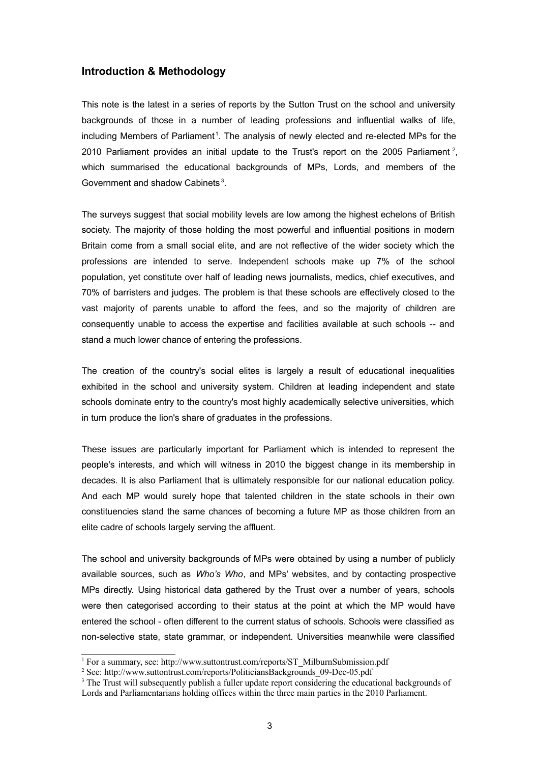## Introduction & Methodology

This note is the latest in a series of reports by the Sutton Trust on the school and university backgrounds of those in a number of leading professions and influential walks of life, including Members of Parliament[1]. The analysis of newly elected and re-elected MPs for the 2010 Parliament provides an initial update to the Trust's report on the 2005 Parliament [2], which summarised the educational backgrounds of MPs, Lords, and members of the Government and shadow Cabinets[3].

The surveys suggest that social mobility levels are low among the highest echelons of British society. The majority of those holding the most powerful and influential positions in modern Britain come from a small social elite, and are not reflective of the wider society which the professions are intended to serve. Independent schools make up 7% of the school population, yet constitute over half of leading news journalists, medics, chief executives, and 70% of barristers and judges. The problem is that these schools are effectively closed to the vast majority of parents unable to afford the fees, and so the majority of children are consequently unable to access the expertise and facilities available at such schools -- and stand a much lower chance of entering the professions.

The creation of the country's social elites is largely a result of educational inequalities exhibited in the school and university system. Children at leading independent and state schools dominate entry to the country's most highly academically selective universities, which in turn produce the lion's share of graduates in the professions.

These issues are particularly important for Parliament which is intended to represent the people's interests, and which will witness in 2010 the biggest change in its membership in decades. It is also Parliament that is ultimately responsible for our national education policy. And each MP would surely hope that talented children in the state schools in their own constituencies stand the same chances of becoming a future MP as those children from an elite cadre of schools largely serving the affluent.

The school and university backgrounds of MPs were obtained by using a number of publicly available sources, such as *Who's Who*, and MPs' websites, and by contacting prospective MPs directly. Using historical data gathered by the Trust over a number of years, schools were then categorised according to their status at the point at which the MP would have entered the school - often different to the current status of schools. Schools were classified as non-selective state, state grammar, or independent. Universities meanwhile were classified

---

[1] For a summary, see: http://www.suttontrust.com/reports/ST_MilburnSubmission.pdf

[2] See: http://www.suttontrust.com/reports/PoliticiansBackgrounds_09-Dec-05.pdf

[3] The Trust will subsequently publish a fuller update report considering the educational backgrounds of Lords and Parliamentarians holding offices within the three main parties in the 2010 Parliament.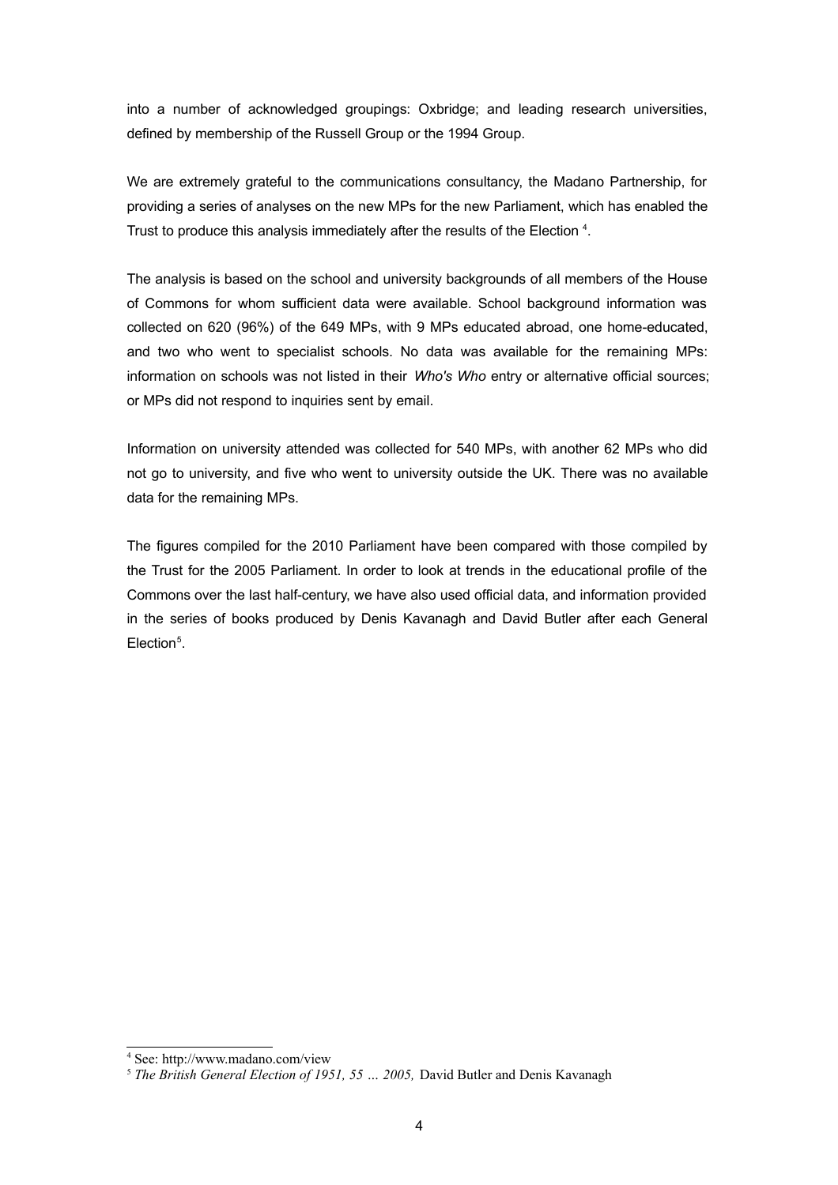into a number of acknowledged groupings: Oxbridge; and leading research universities, defined by membership of the Russell Group or the 1994 Group.

We are extremely grateful to the communications consultancy, the Madano Partnership, for providing a series of analyses on the new MPs for the new Parliament, which has enabled the Trust to produce this analysis immediately after the results of the Election [4].

The analysis is based on the school and university backgrounds of all members of the House of Commons for whom sufficient data were available. School background information was collected on 620 (96%) of the 649 MPs, with 9 MPs educated abroad, one home-educated, and two who went to specialist schools. No data was available for the remaining MPs: information on schools was not listed in their *Who's Who* entry or alternative official sources; or MPs did not respond to inquiries sent by email.

Information on university attended was collected for 540 MPs, with another 62 MPs who did not go to university, and five who went to university outside the UK. There was no available data for the remaining MPs.

The figures compiled for the 2010 Parliament have been compared with those compiled by the Trust for the 2005 Parliament. In order to look at trends in the educational profile of the Commons over the last half-century, we have also used official data, and information provided in the series of books produced by Denis Kavanagh and David Butler after each General Election[5].

---

[4] See: http://www.madano.com/view

[5] *The British General Election of 1951, 55 … 2005,* David Butler and Denis Kavanagh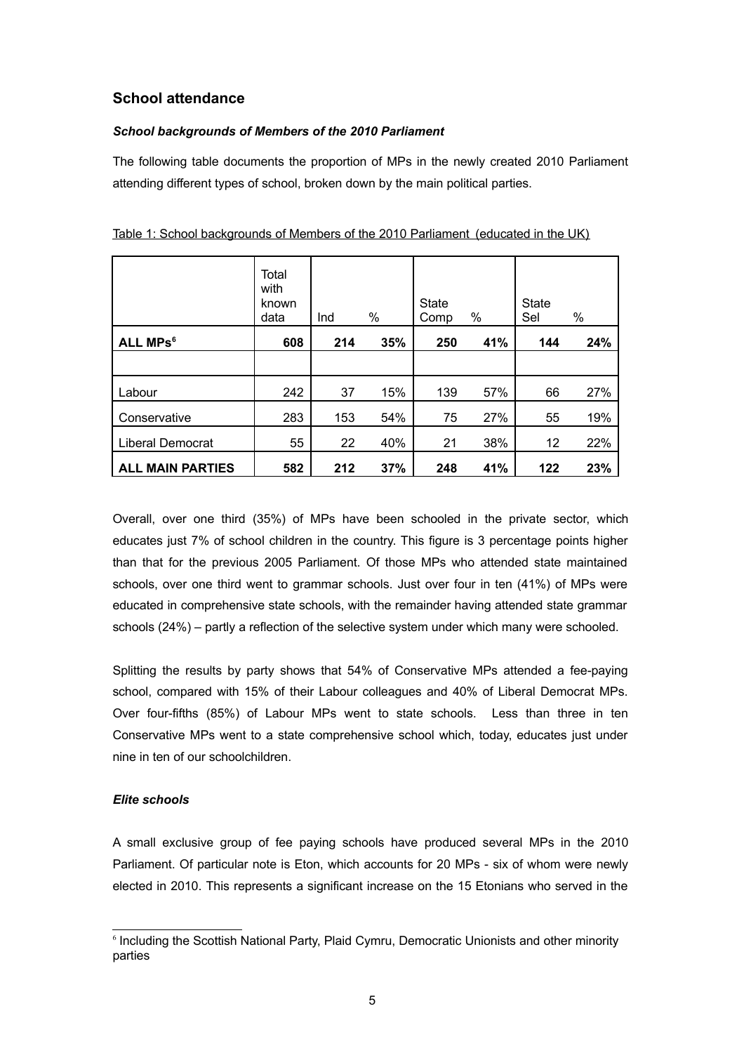## School attendance

### *School backgrounds of Members of the 2010 Parliament*

The following table documents the proportion of MPs in the newly created 2010 Parliament attending different types of school, broken down by the main political parties.

Table 1: School backgrounds of Members of the 2010 Parliament (educated in the UK)

| | Total with known data | Ind | % | State Comp | % | State Sel | % |
|---|---|---|---|---|---|---|---|
| **ALL MPs[6]** | **608** | **214** | **35%** | **250** | **41%** | **144** | **24%** |
| | | | | | | | |
| Labour | 242 | 37 | 15% | 139 | 57% | 66 | 27% |
| Conservative | 283 | 153 | 54% | 75 | 27% | 55 | 19% |
| Liberal Democrat | 55 | 22 | 40% | 21 | 38% | 12 | 22% |
| **ALL MAIN PARTIES** | **582** | **212** | **37%** | **248** | **41%** | **122** | **23%** |

Overall, over one third (35%) of MPs have been schooled in the private sector, which educates just 7% of school children in the country. This figure is 3 percentage points higher than that for the previous 2005 Parliament. Of those MPs who attended state maintained schools, over one third went to grammar schools. Just over four in ten (41%) of MPs were educated in comprehensive state schools, with the remainder having attended state grammar schools (24%) – partly a reflection of the selective system under which many were schooled.

Splitting the results by party shows that 54% of Conservative MPs attended a fee-paying school, compared with 15% of their Labour colleagues and 40% of Liberal Democrat MPs. Over four-fifths (85%) of Labour MPs went to state schools. Less than three in ten Conservative MPs went to a state comprehensive school which, today, educates just under nine in ten of our schoolchildren.

### *Elite schools*

A small exclusive group of fee paying schools have produced several MPs in the 2010 Parliament. Of particular note is Eton, which accounts for 20 MPs - six of whom were newly elected in 2010. This represents a significant increase on the 15 Etonians who served in the

[6] Including the Scottish National Party, Plaid Cymru, Democratic Unionists and other minority parties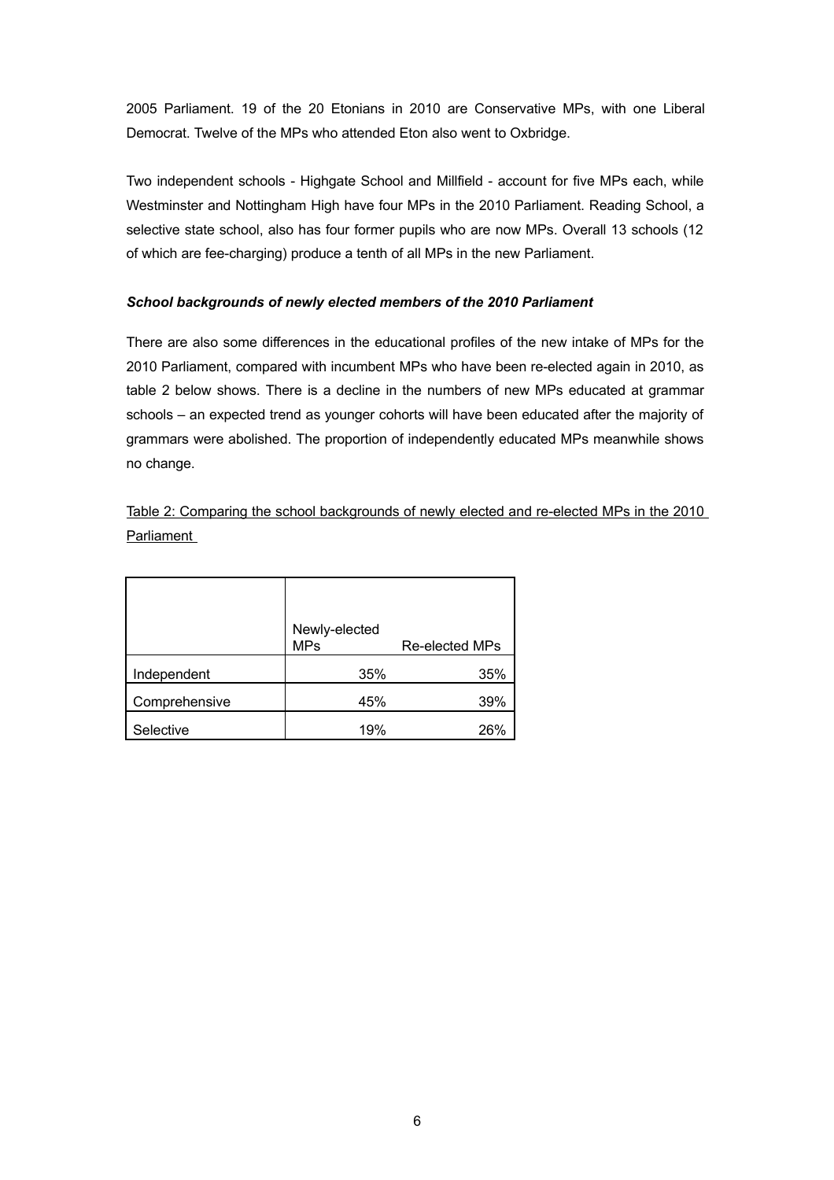2005 Parliament. 19 of the 20 Etonians in 2010 are Conservative MPs, with one Liberal Democrat. Twelve of the MPs who attended Eton also went to Oxbridge.

Two independent schools - Highgate School and Millfield - account for five MPs each, while Westminster and Nottingham High have four MPs in the 2010 Parliament. Reading School, a selective state school, also has four former pupils who are now MPs. Overall 13 schools (12 of which are fee-charging) produce a tenth of all MPs in the new Parliament.

***School backgrounds of newly elected members of the 2010 Parliament***

There are also some differences in the educational profiles of the new intake of MPs for the 2010 Parliament, compared with incumbent MPs who have been re-elected again in 2010, as table 2 below shows. There is a decline in the numbers of new MPs educated at grammar schools – an expected trend as younger cohorts will have been educated after the majority of grammars were abolished. The proportion of independently educated MPs meanwhile shows no change.

Table 2: Comparing the school backgrounds of newly elected and re-elected MPs in the 2010 Parliament

| | Newly-elected MPs | Re-elected MPs |
|---|---|---|
| Independent | 35% | 35% |
| Comprehensive | 45% | 39% |
| Selective | 19% | 26% |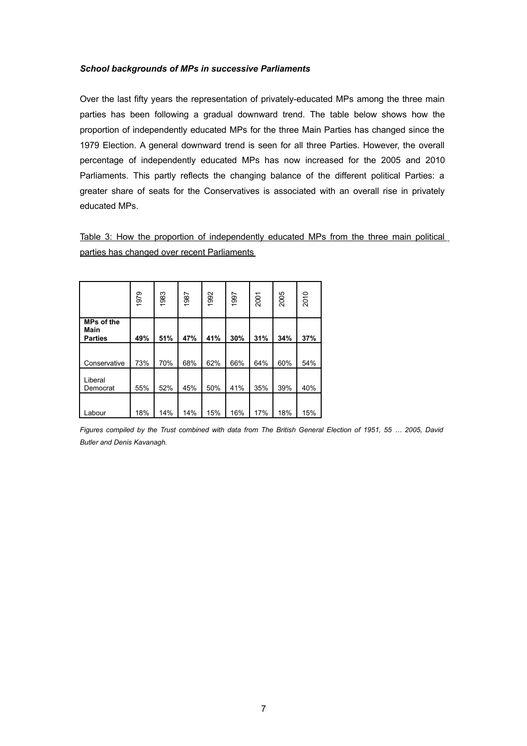***School backgrounds of MPs in successive Parliaments***

Over the last fifty years the representation of privately-educated MPs among the three main parties has been following a gradual downward trend. The table below shows how the proportion of independently educated MPs for the three Main Parties has changed since the 1979 Election. A general downward trend is seen for all three Parties. However, the overall percentage of independently educated MPs has now increased for the 2005 and 2010 Parliaments. This partly reflects the changing balance of the different political Parties: a greater share of seats for the Conservatives is associated with an overall rise in privately educated MPs.

Table 3: How the proportion of independently educated MPs from the three main political parties has changed over recent Parliaments

| | 1979 | 1983 | 1987 | 1992 | 1997 | 2001 | 2005 | 2010 |
|---|---|---|---|---|---|---|---|---|
| **MPs of the Main Parties** | **49%** | **51%** | **47%** | **41%** | **30%** | **31%** | **34%** | **37%** |
| Conservative | 73% | 70% | 68% | 62% | 66% | 64% | 60% | 54% |
| Liberal Democrat | 55% | 52% | 45% | 50% | 41% | 35% | 39% | 40% |
| Labour | 18% | 14% | 14% | 15% | 16% | 17% | 18% | 15% |

*Figures compiled by the Trust combined with data from The British General Election of 1951, 55 … 2005, David Butler and Denis Kavanagh.*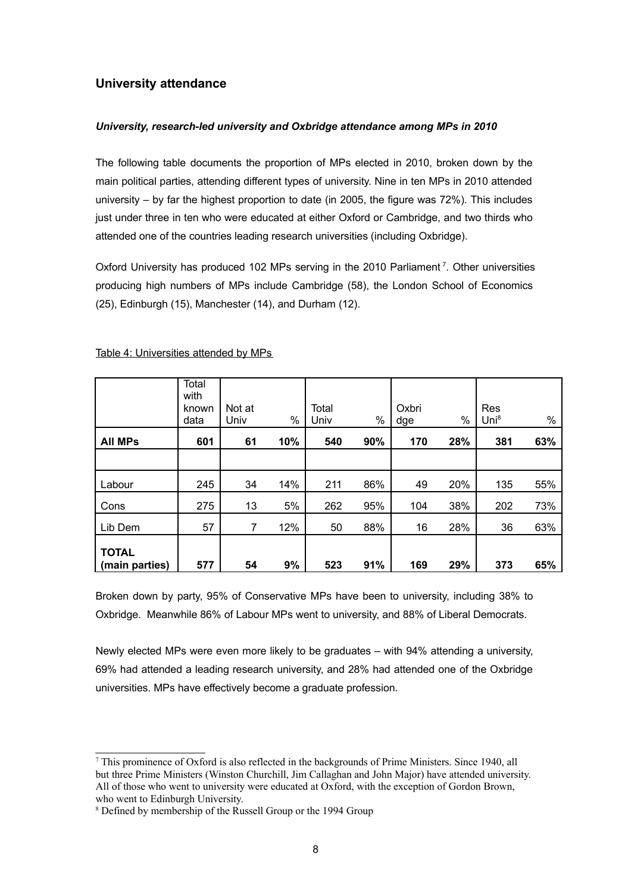## University attendance

### *University, research-led university and Oxbridge attendance among MPs in 2010*

The following table documents the proportion of MPs elected in 2010, broken down by the main political parties, attending different types of university. Nine in ten MPs in 2010 attended university – by far the highest proportion to date (in 2005, the figure was 72%). This includes just under three in ten who were educated at either Oxford or Cambridge, and two thirds who attended one of the countries leading research universities (including Oxbridge).

Oxford University has produced 102 MPs serving in the 2010 Parliament [7]. Other universities producing high numbers of MPs include Cambridge (58), the London School of Economics (25), Edinburgh (15), Manchester (14), and Durham (12).

Table 4: Universities attended by MPs

| | Total with known data | Not at Univ | % | Total Univ | % | Oxbridge | % | Res Uni[8] | % |
|---|---|---|---|---|---|---|---|---|---|
| **All MPs** | **601** | **61** | **10%** | **540** | **90%** | **170** | **28%** | **381** | **63%** |
| | | | | | | | | | |
| Labour | 245 | 34 | 14% | 211 | 86% | 49 | 20% | 135 | 55% |
| Cons | 275 | 13 | 5% | 262 | 95% | 104 | 38% | 202 | 73% |
| Lib Dem | 57 | 7 | 12% | 50 | 88% | 16 | 28% | 36 | 63% |
| **TOTAL (main parties)** | **577** | **54** | **9%** | **523** | **91%** | **169** | **29%** | **373** | **65%** |

Broken down by party, 95% of Conservative MPs have been to university, including 38% to Oxbridge. Meanwhile 86% of Labour MPs went to university, and 88% of Liberal Democrats.

Newly elected MPs were even more likely to be graduates – with 94% attending a university, 69% had attended a leading research university, and 28% had attended one of the Oxbridge universities. MPs have effectively become a graduate profession.

---

[7] This prominence of Oxford is also reflected in the backgrounds of Prime Ministers. Since 1940, all but three Prime Ministers (Winston Churchill, Jim Callaghan and John Major) have attended university. All of those who went to university were educated at Oxford, with the exception of Gordon Brown, who went to Edinburgh University.

[8] Defined by membership of the Russell Group or the 1994 Group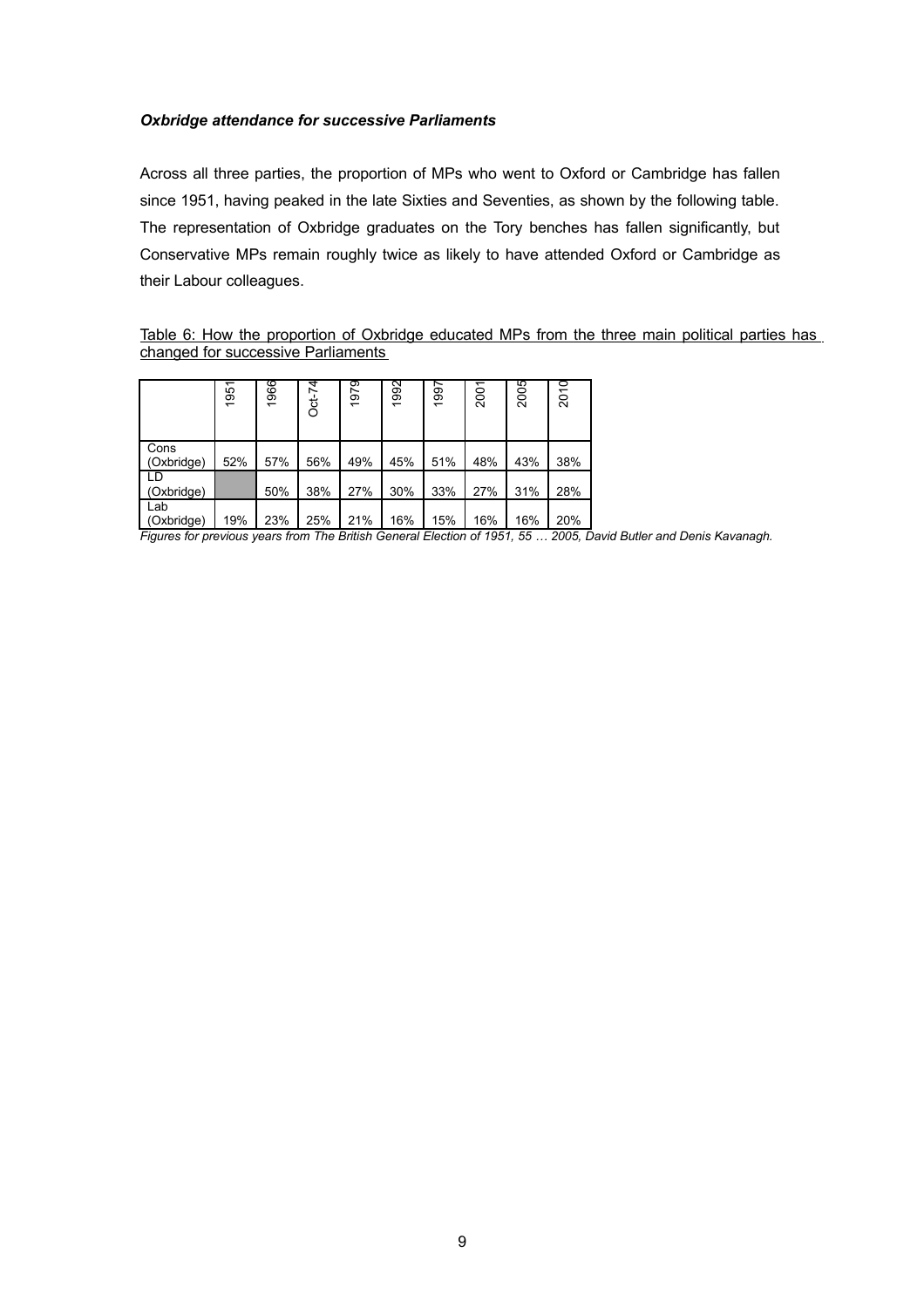***Oxbridge attendance for successive Parliaments***

Across all three parties, the proportion of MPs who went to Oxford or Cambridge has fallen since 1951, having peaked in the late Sixties and Seventies, as shown by the following table. The representation of Oxbridge graduates on the Tory benches has fallen significantly, but Conservative MPs remain roughly twice as likely to have attended Oxford or Cambridge as their Labour colleagues.

Table 6: How the proportion of Oxbridge educated MPs from the three main political parties has changed for successive Parliaments

| | 1951 | 1966 | Oct-74 | 1979 | 1992 | 1997 | 2001 | 2005 | 2010 |
|---|---|---|---|---|---|---|---|---|---|
| Cons (Oxbridge) | 52% | 57% | 56% | 49% | 45% | 51% | 48% | 43% | 38% |
| LD (Oxbridge) | | 50% | 38% | 27% | 30% | 33% | 27% | 31% | 28% |
| Lab (Oxbridge) | 19% | 23% | 25% | 21% | 16% | 15% | 16% | 16% | 20% |

*Figures for previous years from The British General Election of 1951, 55 … 2005, David Butler and Denis Kavanagh.*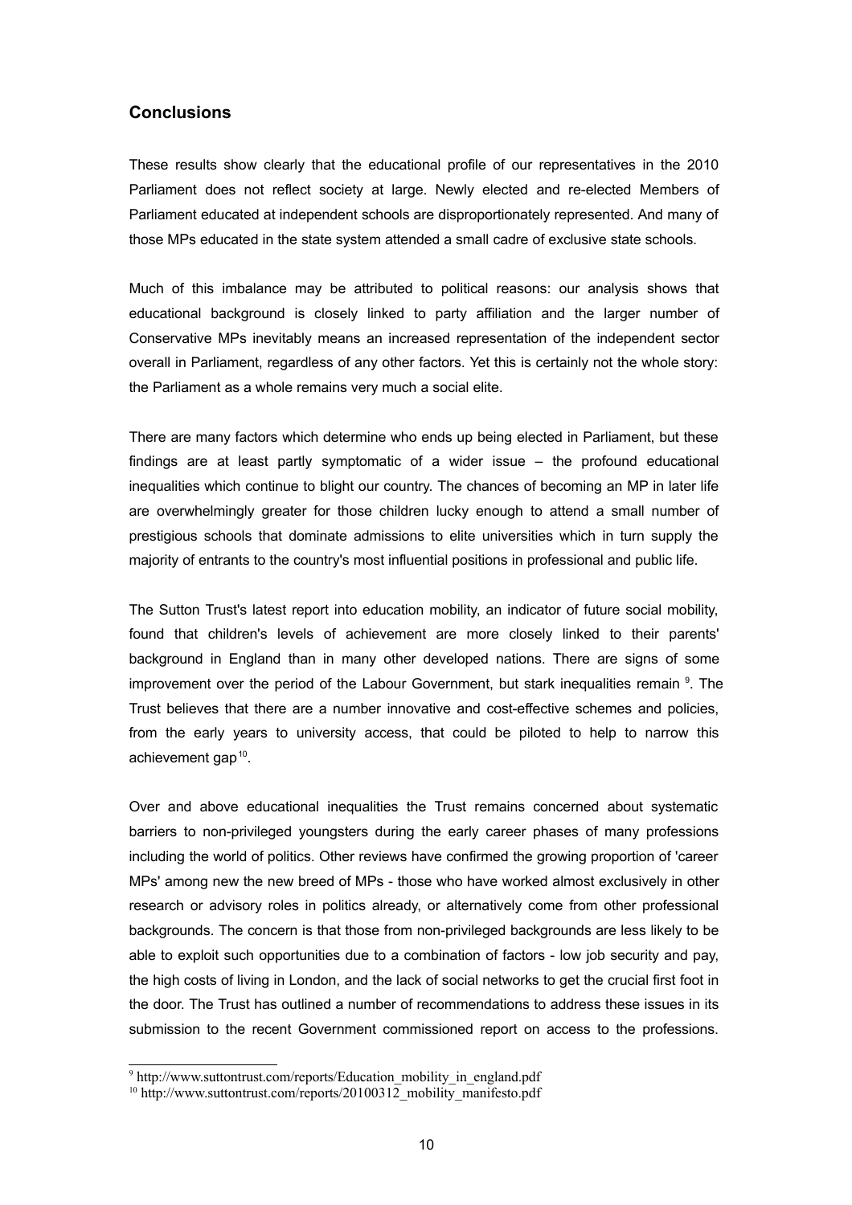## Conclusions

These results show clearly that the educational profile of our representatives in the 2010 Parliament does not reflect society at large. Newly elected and re-elected Members of Parliament educated at independent schools are disproportionately represented. And many of those MPs educated in the state system attended a small cadre of exclusive state schools.

Much of this imbalance may be attributed to political reasons: our analysis shows that educational background is closely linked to party affiliation and the larger number of Conservative MPs inevitably means an increased representation of the independent sector overall in Parliament, regardless of any other factors. Yet this is certainly not the whole story: the Parliament as a whole remains very much a social elite.

There are many factors which determine who ends up being elected in Parliament, but these findings are at least partly symptomatic of a wider issue – the profound educational inequalities which continue to blight our country. The chances of becoming an MP in later life are overwhelmingly greater for those children lucky enough to attend a small number of prestigious schools that dominate admissions to elite universities which in turn supply the majority of entrants to the country's most influential positions in professional and public life.

The Sutton Trust's latest report into education mobility, an indicator of future social mobility, found that children's levels of achievement are more closely linked to their parents' background in England than in many other developed nations. There are signs of some improvement over the period of the Labour Government, but stark inequalities remain [9]. The Trust believes that there are a number innovative and cost-effective schemes and policies, from the early years to university access, that could be piloted to help to narrow this achievement gap[10].

Over and above educational inequalities the Trust remains concerned about systematic barriers to non-privileged youngsters during the early career phases of many professions including the world of politics. Other reviews have confirmed the growing proportion of 'career MPs' among new the new breed of MPs - those who have worked almost exclusively in other research or advisory roles in politics already, or alternatively come from other professional backgrounds. The concern is that those from non-privileged backgrounds are less likely to be able to exploit such opportunities due to a combination of factors - low job security and pay, the high costs of living in London, and the lack of social networks to get the crucial first foot in the door. The Trust has outlined a number of recommendations to address these issues in its submission to the recent Government commissioned report on access to the professions.

---

[9] http://www.suttontrust.com/reports/Education_mobility_in_england.pdf

[10] http://www.suttontrust.com/reports/20100312_mobility_manifesto.pdf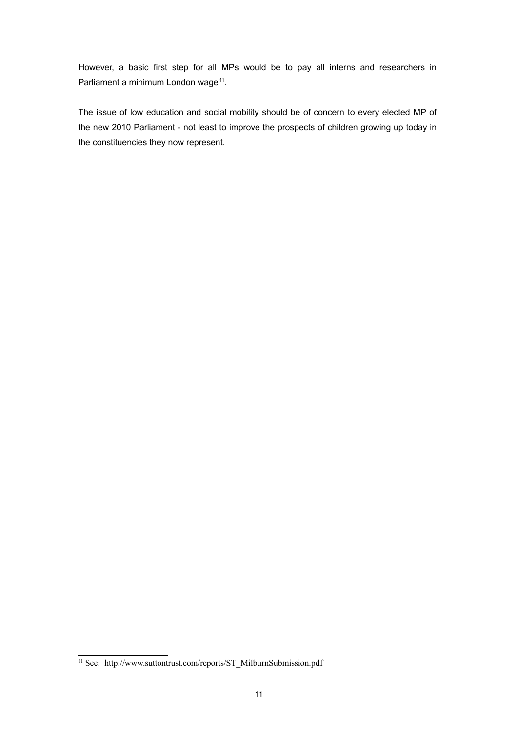However, a basic first step for all MPs would be to pay all interns and researchers in Parliament a minimum London wage[11].

The issue of low education and social mobility should be of concern to every elected MP of the new 2010 Parliament - not least to improve the prospects of children growing up today in the constituencies they now represent.

[11] See: http://www.suttontrust.com/reports/ST_MilburnSubmission.pdf